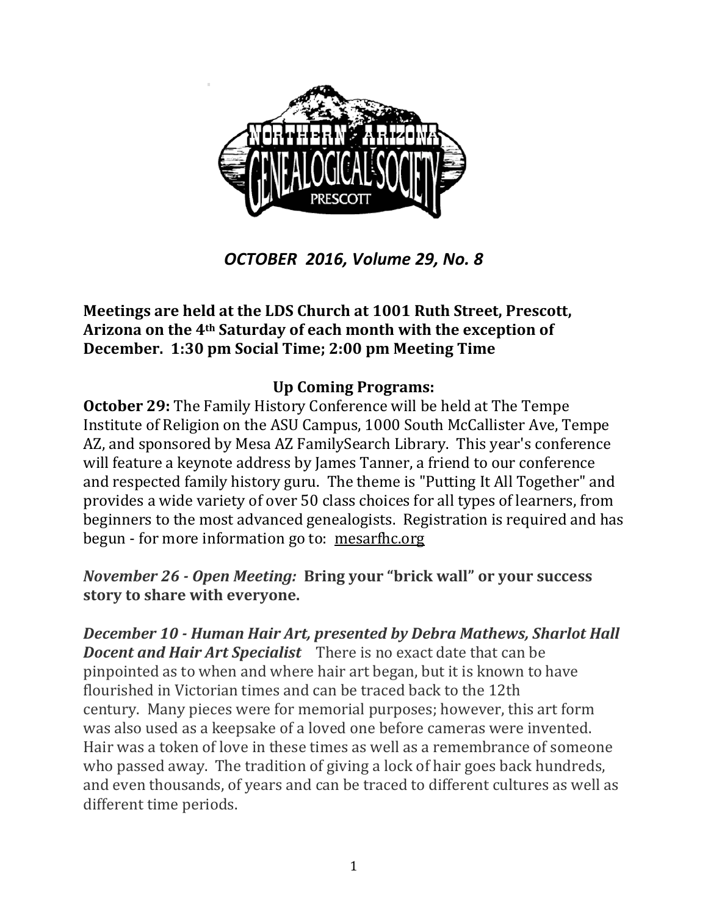*OCTOBER 2016, Volume 29, No. 8*

**Meetings are held at the LDS Church at 1001 Ruth Street, Prescott, Arizona on the 4th Saturday of each month with the exception of December. 1:30 pm Social Time; 2:00 pm Meeting Time**

## Up Coming Programs:

**October 29:** The Family History Conference will be held at The Tempe Institute of Religion on the ASU Campus, 1000 South McCallister Ave, Tempe AZ, and sponsored by Mesa AZ FamilySearch Library. This year's conference will feature a keynote address by James Tanner, a friend to our conference and respected family history guru. The theme is "Putting It All Together" and provides a wide variety of over 50 class choices for all types of learners, from beginners to the most advanced genealogists. Registration is required and has begun - for more information go to: mesarfhc.org

***November 26 - Open Meeting:* Bring your "brick wall" or your success story to share with everyone.**

***December 10 - Human Hair Art, presented by Debra Mathews, Sharlot Hall Docent and Hair Art Specialist*** There is no exact date that can be pinpointed as to when and where hair art began, but it is known to have flourished in Victorian times and can be traced back to the 12th century. Many pieces were for memorial purposes; however, this art form was also used as a keepsake of a loved one before cameras were invented. Hair was a token of love in these times as well as a remembrance of someone who passed away. The tradition of giving a lock of hair goes back hundreds, and even thousands, of years and can be traced to different cultures as well as different time periods.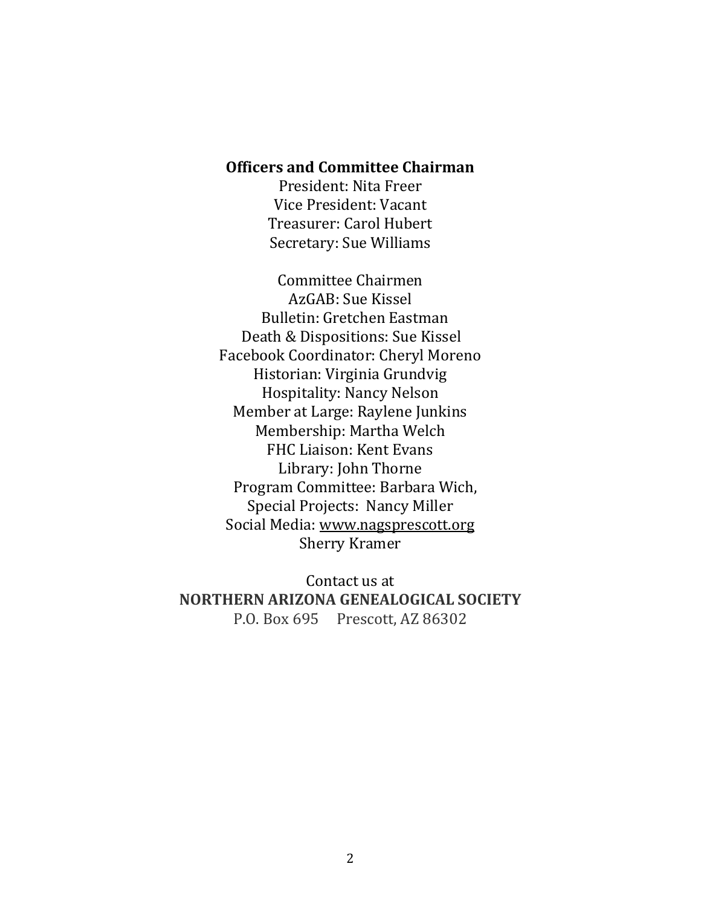**Officers and Committee Chairman**

President: Nita Freer
Vice President: Vacant
Treasurer: Carol Hubert
Secretary: Sue Williams

Committee Chairmen
AzGAB: Sue Kissel
Bulletin: Gretchen Eastman
Death & Dispositions: Sue Kissel
Facebook Coordinator: Cheryl Moreno
Historian: Virginia Grundvig
Hospitality: Nancy Nelson
Member at Large: Raylene Junkins
Membership: Martha Welch
FHC Liaison: Kent Evans
Library: John Thorne
Program Committee: Barbara Wich,
Special Projects: Nancy Miller
Social Media: www.nagsprescott.org
Sherry Kramer

Contact us at
**NORTHERN ARIZONA GENEALOGICAL SOCIETY**
P.O. Box 695 Prescott, AZ 86302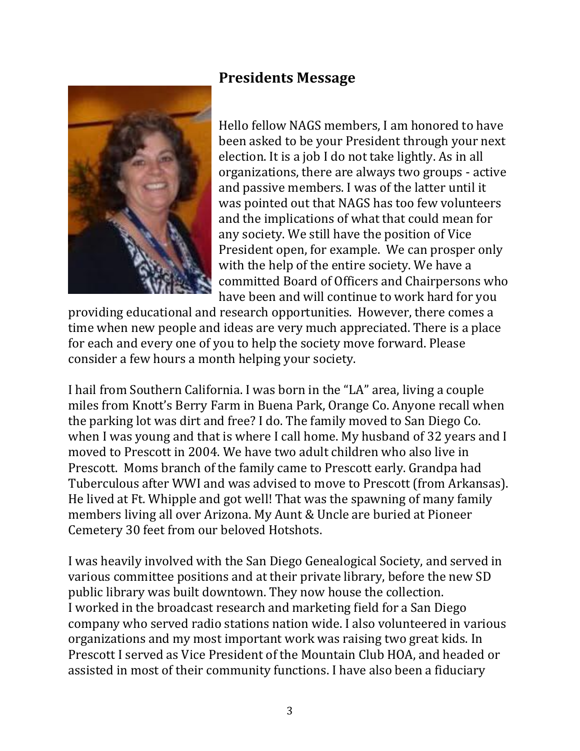## Presidents Message

Hello fellow NAGS members, I am honored to have been asked to be your President through your next election. It is a job I do not take lightly. As in all organizations, there are always two groups - active and passive members. I was of the latter until it was pointed out that NAGS has too few volunteers and the implications of what that could mean for any society. We still have the position of Vice President open, for example. We can prosper only with the help of the entire society. We have a committed Board of Officers and Chairpersons who have been and will continue to work hard for you providing educational and research opportunities. However, there comes a time when new people and ideas are very much appreciated. There is a place for each and every one of you to help the society move forward. Please consider a few hours a month helping your society.

I hail from Southern California. I was born in the "LA" area, living a couple miles from Knott's Berry Farm in Buena Park, Orange Co. Anyone recall when the parking lot was dirt and free? I do. The family moved to San Diego Co. when I was young and that is where I call home. My husband of 32 years and I moved to Prescott in 2004. We have two adult children who also live in Prescott. Moms branch of the family came to Prescott early. Grandpa had Tuberculous after WWI and was advised to move to Prescott (from Arkansas). He lived at Ft. Whipple and got well! That was the spawning of many family members living all over Arizona. My Aunt & Uncle are buried at Pioneer Cemetery 30 feet from our beloved Hotshots.

I was heavily involved with the San Diego Genealogical Society, and served in various committee positions and at their private library, before the new SD public library was built downtown. They now house the collection.
I worked in the broadcast research and marketing field for a San Diego company who served radio stations nation wide. I also volunteered in various organizations and my most important work was raising two great kids. In Prescott I served as Vice President of the Mountain Club HOA, and headed or assisted in most of their community functions. I have also been a fiduciary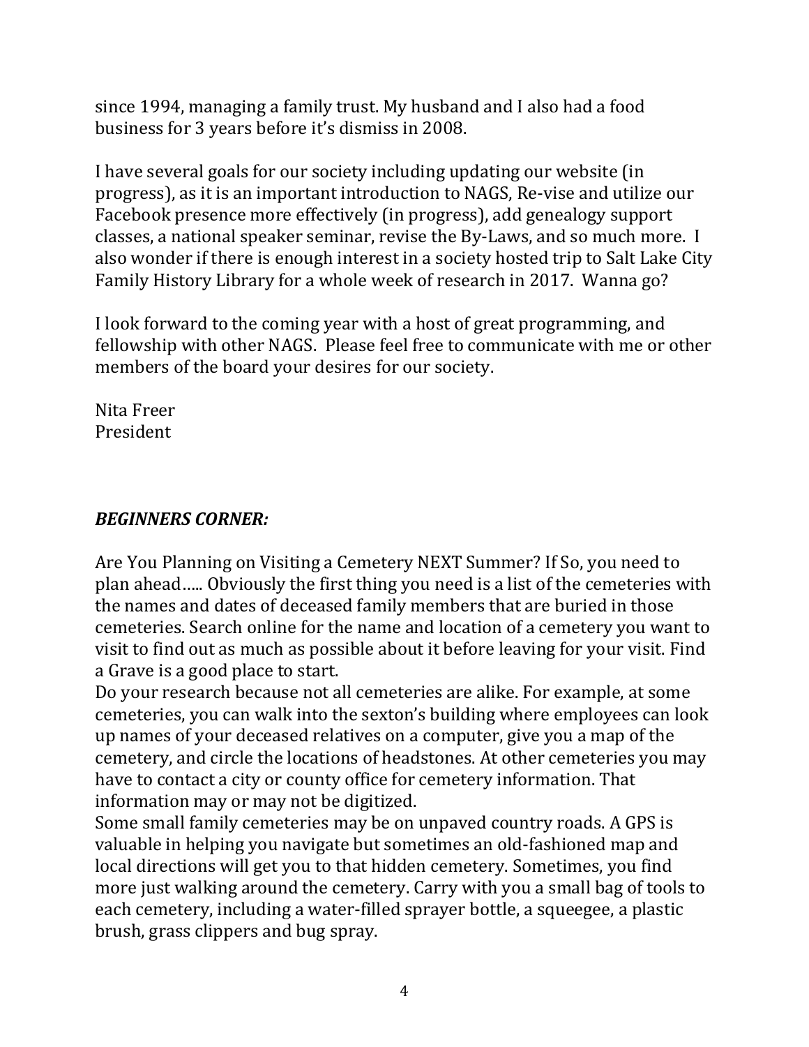since 1994, managing a family trust. My husband and I also had a food business for 3 years before it's dismiss in 2008.

I have several goals for our society including updating our website (in progress), as it is an important introduction to NAGS, Re-vise and utilize our Facebook presence more effectively (in progress), add genealogy support classes, a national speaker seminar, revise the By-Laws, and so much more. I also wonder if there is enough interest in a society hosted trip to Salt Lake City Family History Library for a whole week of research in 2017. Wanna go?

I look forward to the coming year with a host of great programming, and fellowship with other NAGS. Please feel free to communicate with me or other members of the board your desires for our society.

Nita Freer
President

## ***BEGINNERS CORNER:***

Are You Planning on Visiting a Cemetery NEXT Summer? If So, you need to plan ahead….. Obviously the first thing you need is a list of the cemeteries with the names and dates of deceased family members that are buried in those cemeteries. Search online for the name and location of a cemetery you want to visit to find out as much as possible about it before leaving for your visit. Find a Grave is a good place to start.

Do your research because not all cemeteries are alike. For example, at some cemeteries, you can walk into the sexton's building where employees can look up names of your deceased relatives on a computer, give you a map of the cemetery, and circle the locations of headstones. At other cemeteries you may have to contact a city or county office for cemetery information. That information may or may not be digitized.

Some small family cemeteries may be on unpaved country roads. A GPS is valuable in helping you navigate but sometimes an old-fashioned map and local directions will get you to that hidden cemetery. Sometimes, you find more just walking around the cemetery. Carry with you a small bag of tools to each cemetery, including a water-filled sprayer bottle, a squeegee, a plastic brush, grass clippers and bug spray.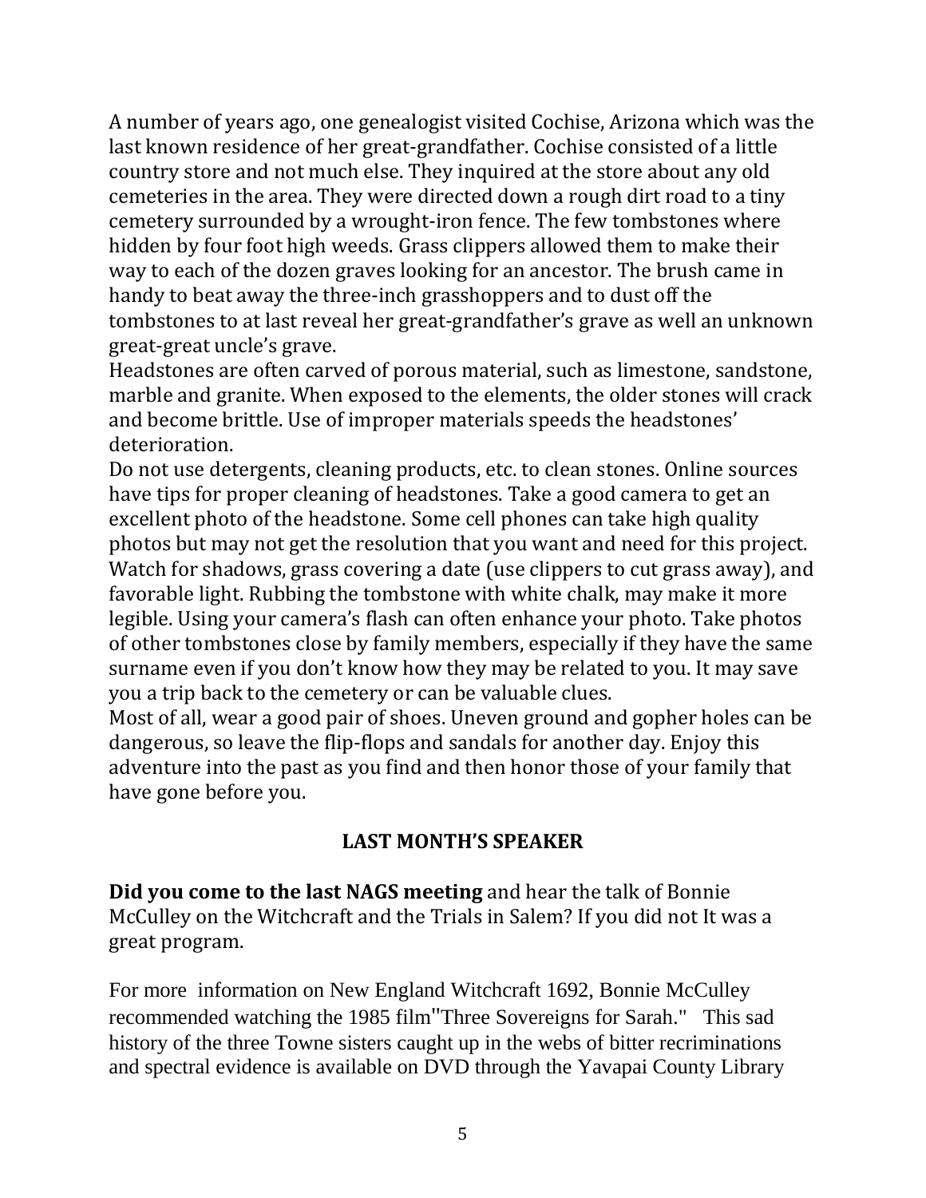A number of years ago, one genealogist visited Cochise, Arizona which was the last known residence of her great-grandfather. Cochise consisted of a little country store and not much else. They inquired at the store about any old cemeteries in the area. They were directed down a rough dirt road to a tiny cemetery surrounded by a wrought-iron fence. The few tombstones where hidden by four foot high weeds. Grass clippers allowed them to make their way to each of the dozen graves looking for an ancestor. The brush came in handy to beat away the three-inch grasshoppers and to dust off the tombstones to at last reveal her great-grandfather's grave as well an unknown great-great uncle's grave.

Headstones are often carved of porous material, such as limestone, sandstone, marble and granite. When exposed to the elements, the older stones will crack and become brittle. Use of improper materials speeds the headstones' deterioration.

Do not use detergents, cleaning products, etc. to clean stones. Online sources have tips for proper cleaning of headstones. Take a good camera to get an excellent photo of the headstone. Some cell phones can take high quality photos but may not get the resolution that you want and need for this project. Watch for shadows, grass covering a date (use clippers to cut grass away), and favorable light. Rubbing the tombstone with white chalk, may make it more legible. Using your camera's flash can often enhance your photo. Take photos of other tombstones close by family members, especially if they have the same surname even if you don't know how they may be related to you. It may save you a trip back to the cemetery or can be valuable clues.

Most of all, wear a good pair of shoes. Uneven ground and gopher holes can be dangerous, so leave the flip-flops and sandals for another day. Enjoy this adventure into the past as you find and then honor those of your family that have gone before you.

## LAST MONTH'S SPEAKER

**Did you come to the last NAGS meeting** and hear the talk of Bonnie McCulley on the Witchcraft and the Trials in Salem? If you did not It was a great program.

For more information on New England Witchcraft 1692, Bonnie McCulley recommended watching the 1985 film "Three Sovereigns for Sarah." This sad history of the three Towne sisters caught up in the webs of bitter recriminations and spectral evidence is available on DVD through the Yavapai County Library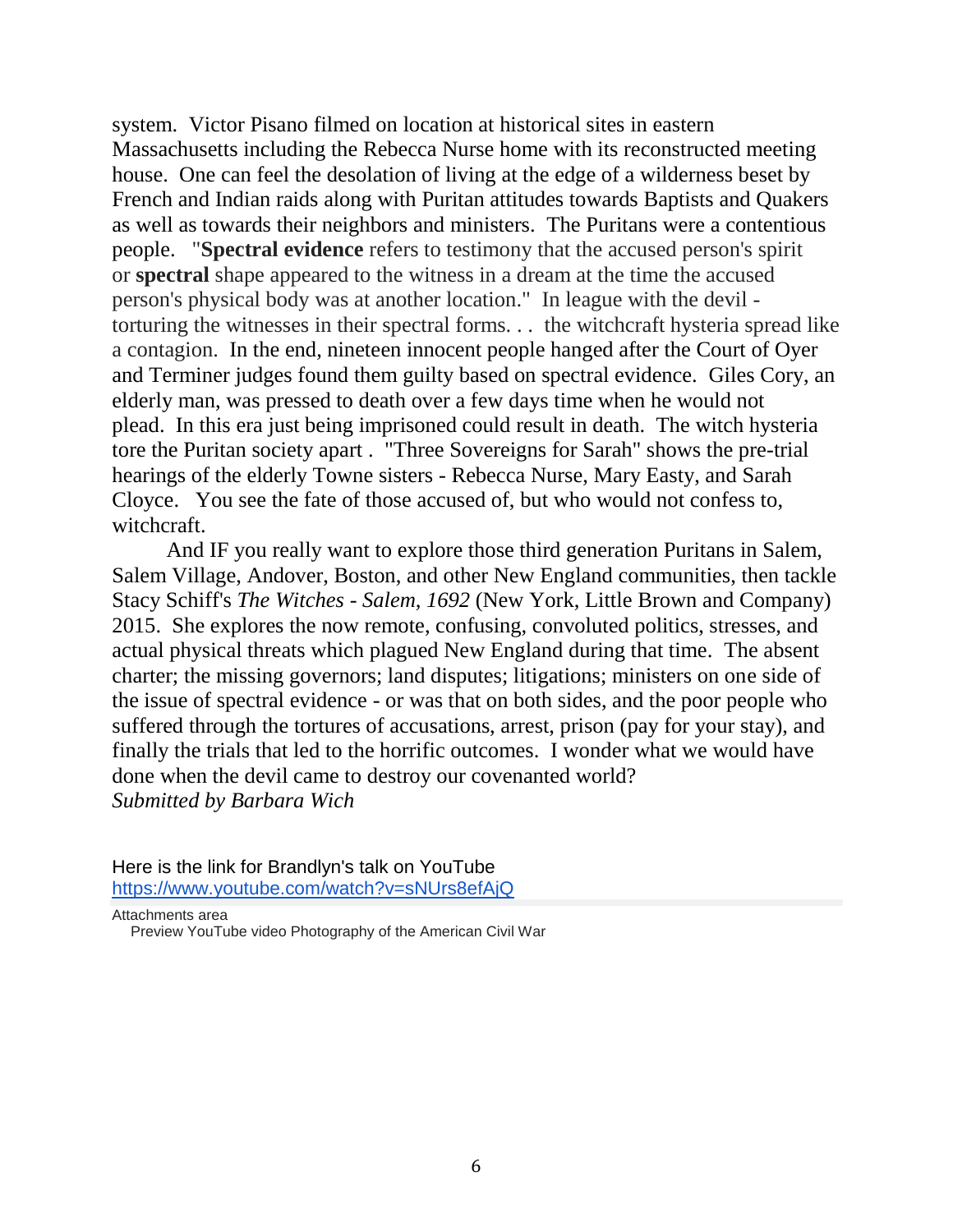system. Victor Pisano filmed on location at historical sites in eastern Massachusetts including the Rebecca Nurse home with its reconstructed meeting house. One can feel the desolation of living at the edge of a wilderness beset by French and Indian raids along with Puritan attitudes towards Baptists and Quakers as well as towards their neighbors and ministers. The Puritans were a contentious people. "**Spectral evidence** refers to testimony that the accused person's spirit or **spectral** shape appeared to the witness in a dream at the time the accused person's physical body was at another location." In league with the devil - torturing the witnesses in their spectral forms. . . the witchcraft hysteria spread like a contagion. In the end, nineteen innocent people hanged after the Court of Oyer and Terminer judges found them guilty based on spectral evidence. Giles Cory, an elderly man, was pressed to death over a few days time when he would not plead. In this era just being imprisoned could result in death. The witch hysteria tore the Puritan society apart . "Three Sovereigns for Sarah" shows the pre-trial hearings of the elderly Towne sisters - Rebecca Nurse, Mary Easty, and Sarah Cloyce. You see the fate of those accused of, but who would not confess to, witchcraft.

And IF you really want to explore those third generation Puritans in Salem, Salem Village, Andover, Boston, and other New England communities, then tackle Stacy Schiff's *The Witches - Salem, 1692* (New York, Little Brown and Company) 2015. She explores the now remote, confusing, convoluted politics, stresses, and actual physical threats which plagued New England during that time. The absent charter; the missing governors; land disputes; litigations; ministers on one side of the issue of spectral evidence - or was that on both sides, and the poor people who suffered through the tortures of accusations, arrest, prison (pay for your stay), and finally the trials that led to the horrific outcomes. I wonder what we would have done when the devil came to destroy our covenanted world?

*Submitted by Barbara Wich*

Here is the link for Brandlyn's talk on YouTube
https://www.youtube.com/watch?v=sNUrs8efAjQ

Attachments area
Preview YouTube video Photography of the American Civil War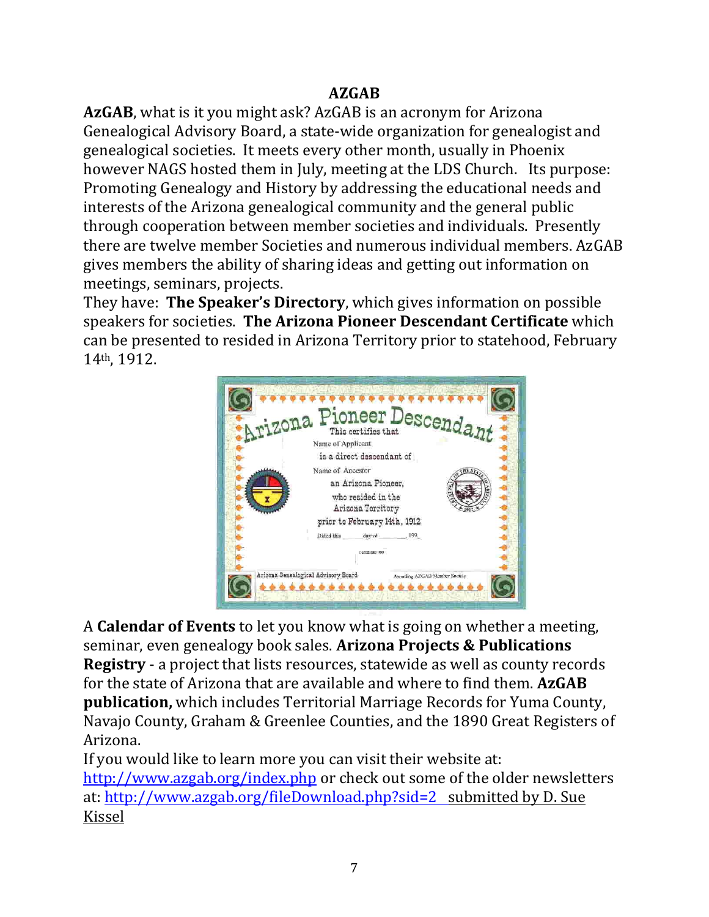# AZGAB

**AzGAB**, what is it you might ask? AzGAB is an acronym for Arizona Genealogical Advisory Board, a state-wide organization for genealogist and genealogical societies. It meets every other month, usually in Phoenix however NAGS hosted them in July, meeting at the LDS Church. Its purpose: Promoting Genealogy and History by addressing the educational needs and interests of the Arizona genealogical community and the general public through cooperation between member societies and individuals. Presently there are twelve member Societies and numerous individual members. AzGAB gives members the ability of sharing ideas and getting out information on meetings, seminars, projects.

They have: **The Speaker's Directory**, which gives information on possible speakers for societies. **The Arizona Pioneer Descendant Certificate** which can be presented to resided in Arizona Territory prior to statehood, February 14th, 1912.

A **Calendar of Events** to let you know what is going on whether a meeting, seminar, even genealogy book sales. **Arizona Projects & Publications Registry** - a project that lists resources, statewide as well as county records for the state of Arizona that are available and where to find them. **AzGAB publication,** which includes Territorial Marriage Records for Yuma County, Navajo County, Graham & Greenlee Counties, and the 1890 Great Registers of Arizona.

If you would like to learn more you can visit their website at: http://www.azgab.org/index.php or check out some of the older newsletters at: http://www.azgab.org/fileDownload.php?sid=2 submitted by D. Sue Kissel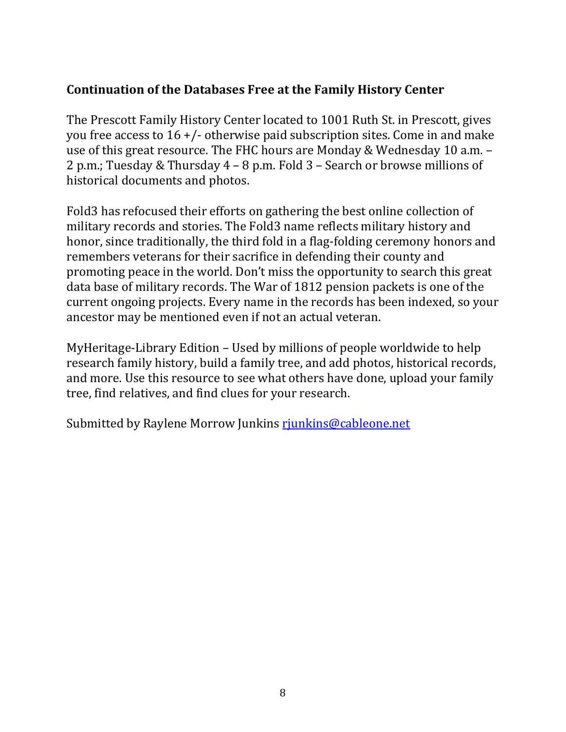**Continuation of the Databases Free at the Family History Center**

The Prescott Family History Center located to 1001 Ruth St. in Prescott, gives you free access to 16 +/- otherwise paid subscription sites. Come in and make use of this great resource. The FHC hours are Monday & Wednesday 10 a.m. – 2 p.m.; Tuesday & Thursday 4 – 8 p.m. Fold 3 – Search or browse millions of historical documents and photos.

Fold3 has refocused their efforts on gathering the best online collection of military records and stories. The Fold3 name reflects military history and honor, since traditionally, the third fold in a flag-folding ceremony honors and remembers veterans for their sacrifice in defending their county and promoting peace in the world. Don't miss the opportunity to search this great data base of military records. The War of 1812 pension packets is one of the current ongoing projects. Every name in the records has been indexed, so your ancestor may be mentioned even if not an actual veteran.

MyHeritage-Library Edition – Used by millions of people worldwide to help research family history, build a family tree, and add photos, historical records, and more. Use this resource to see what others have done, upload your family tree, find relatives, and find clues for your research.

Submitted by Raylene Morrow Junkins rjunkins@cableone.net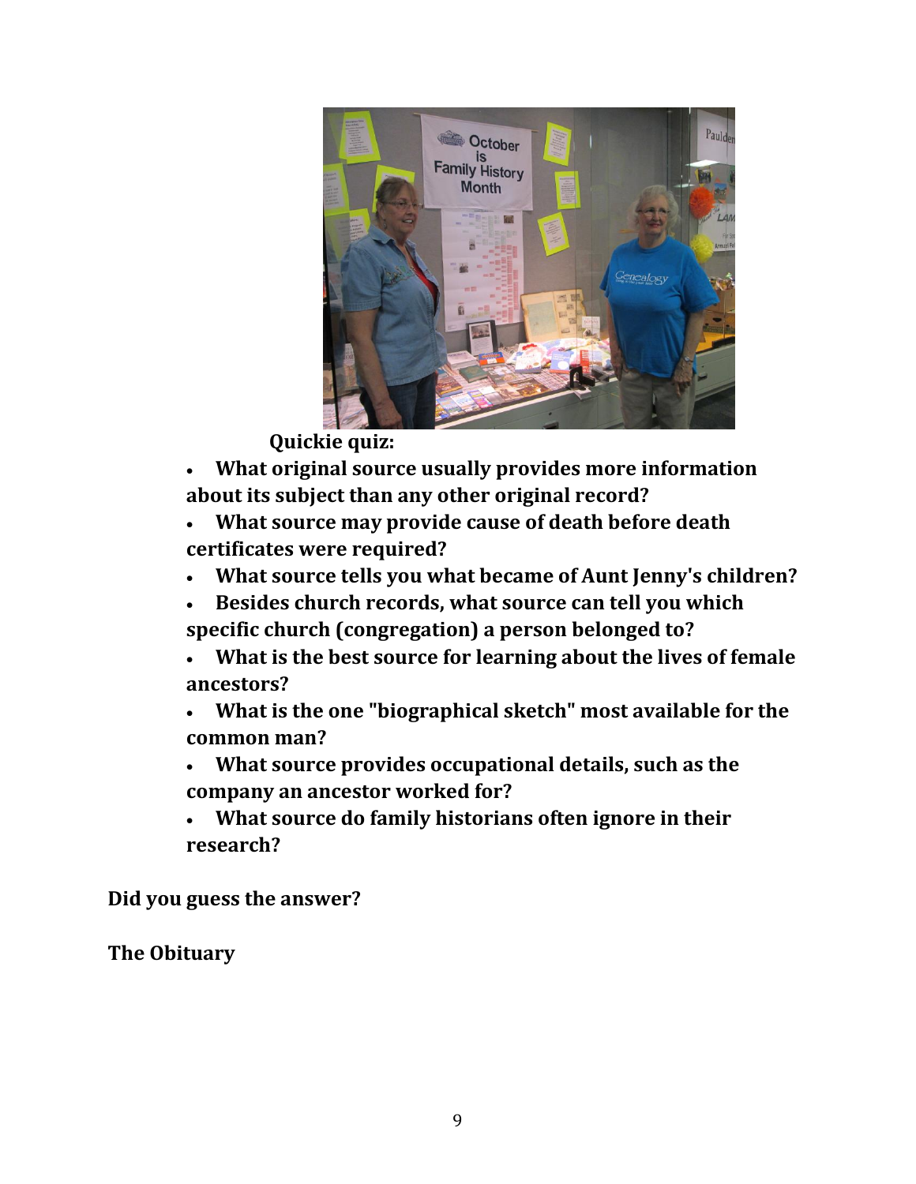**Quickie quiz:**

- **What original source usually provides more information about its subject than any other original record?**
- **What source may provide cause of death before death certificates were required?**
- **What source tells you what became of Aunt Jenny's children?**
- **Besides church records, what source can tell you which specific church (congregation) a person belonged to?**
- **What is the best source for learning about the lives of female ancestors?**
- **What is the one "biographical sketch" most available for the common man?**
- **What source provides occupational details, such as the company an ancestor worked for?**
- **What source do family historians often ignore in their research?**

**Did you guess the answer?**

**The Obituary**